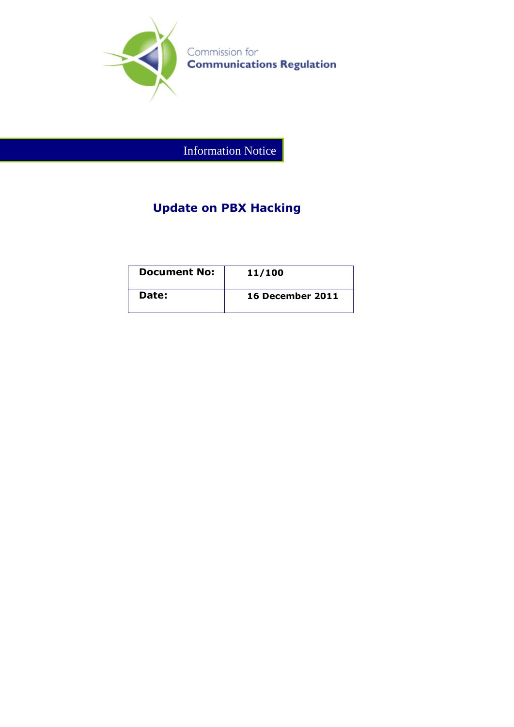Commission for
**Communications Regulation**

Information Notice

# Update on PBX Hacking

| **Document No:** | **11/100** |
|---|---|
| **Date:** | **16 December 2011** |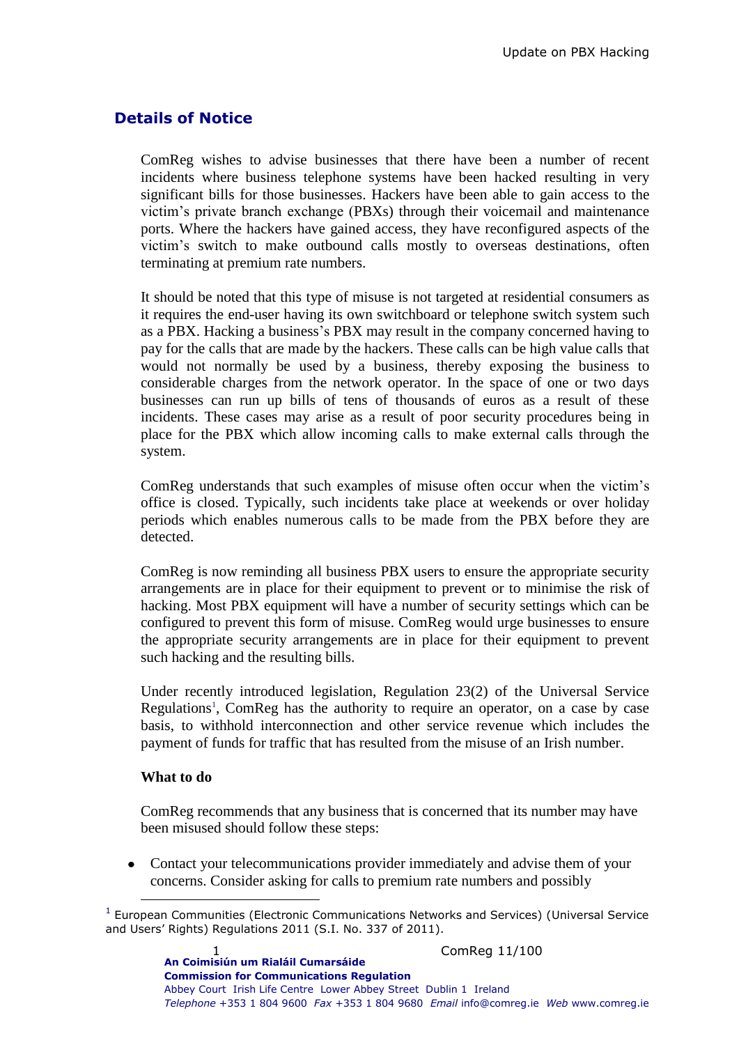## Details of Notice

ComReg wishes to advise businesses that there have been a number of recent incidents where business telephone systems have been hacked resulting in very significant bills for those businesses. Hackers have been able to gain access to the victim's private branch exchange (PBXs) through their voicemail and maintenance ports. Where the hackers have gained access, they have reconfigured aspects of the victim's switch to make outbound calls mostly to overseas destinations, often terminating at premium rate numbers.

It should be noted that this type of misuse is not targeted at residential consumers as it requires the end-user having its own switchboard or telephone switch system such as a PBX. Hacking a business's PBX may result in the company concerned having to pay for the calls that are made by the hackers. These calls can be high value calls that would not normally be used by a business, thereby exposing the business to considerable charges from the network operator. In the space of one or two days businesses can run up bills of tens of thousands of euros as a result of these incidents. These cases may arise as a result of poor security procedures being in place for the PBX which allow incoming calls to make external calls through the system.

ComReg understands that such examples of misuse often occur when the victim's office is closed. Typically, such incidents take place at weekends or over holiday periods which enables numerous calls to be made from the PBX before they are detected.

ComReg is now reminding all business PBX users to ensure the appropriate security arrangements are in place for their equipment to prevent or to minimise the risk of hacking. Most PBX equipment will have a number of security settings which can be configured to prevent this form of misuse. ComReg would urge businesses to ensure the appropriate security arrangements are in place for their equipment to prevent such hacking and the resulting bills.

Under recently introduced legislation, Regulation 23(2) of the Universal Service Regulations[1], ComReg has the authority to require an operator, on a case by case basis, to withhold interconnection and other service revenue which includes the payment of funds for traffic that has resulted from the misuse of an Irish number.

**What to do**

ComReg recommends that any business that is concerned that its number may have been misused should follow these steps:

- Contact your telecommunications provider immediately and advise them of your concerns. Consider asking for calls to premium rate numbers and possibly

[1] European Communities (Electronic Communications Networks and Services) (Universal Service and Users' Rights) Regulations 2011 (S.I. No. 337 of 2011).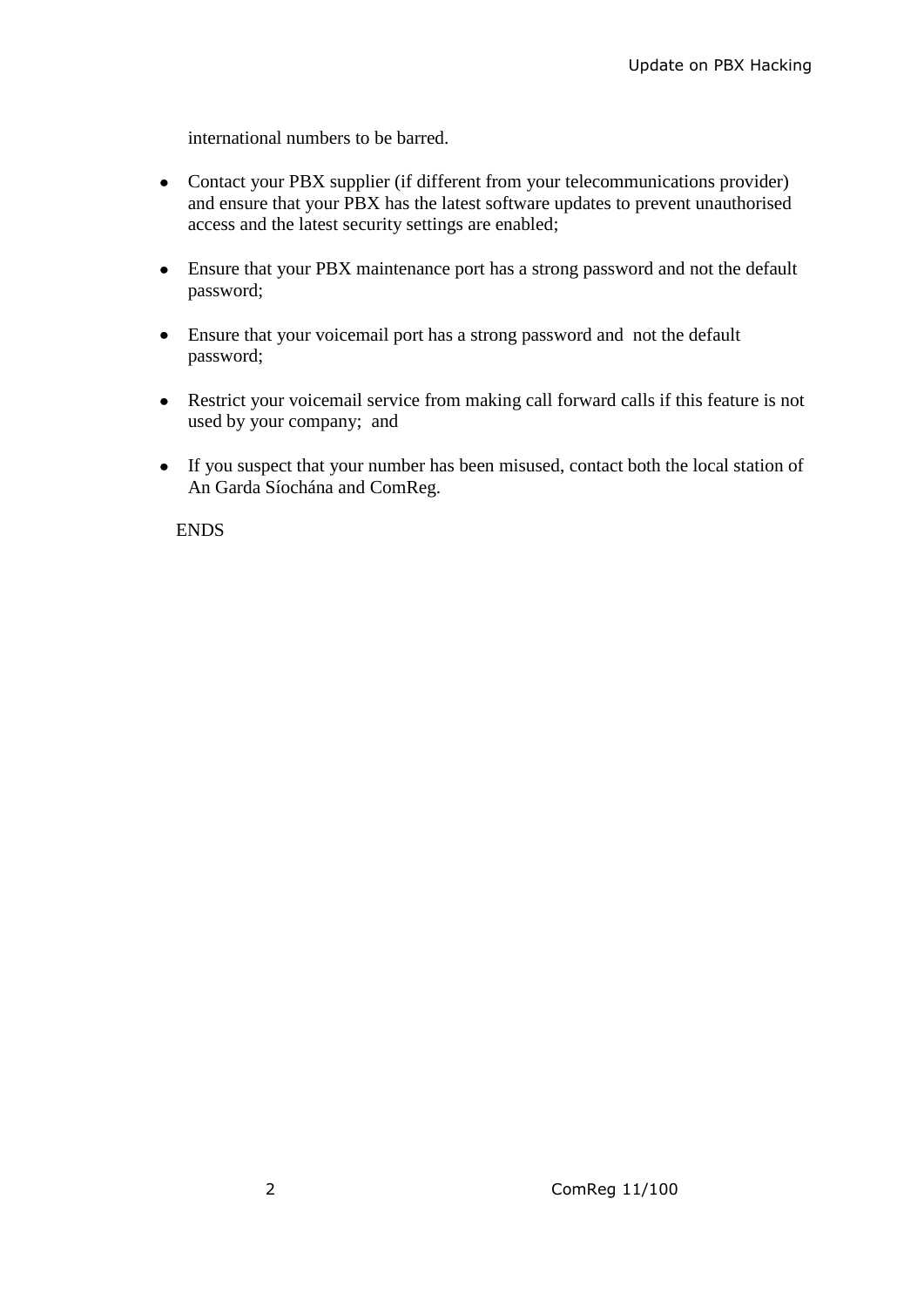international numbers to be barred.

- Contact your PBX supplier (if different from your telecommunications provider) and ensure that your PBX has the latest software updates to prevent unauthorised access and the latest security settings are enabled;

- Ensure that your PBX maintenance port has a strong password and not the default password;

- Ensure that your voicemail port has a strong password and not the default password;

- Restrict your voicemail service from making call forward calls if this feature is not used by your company; and

- If you suspect that your number has been misused, contact both the local station of An Garda Síochána and ComReg.

ENDS